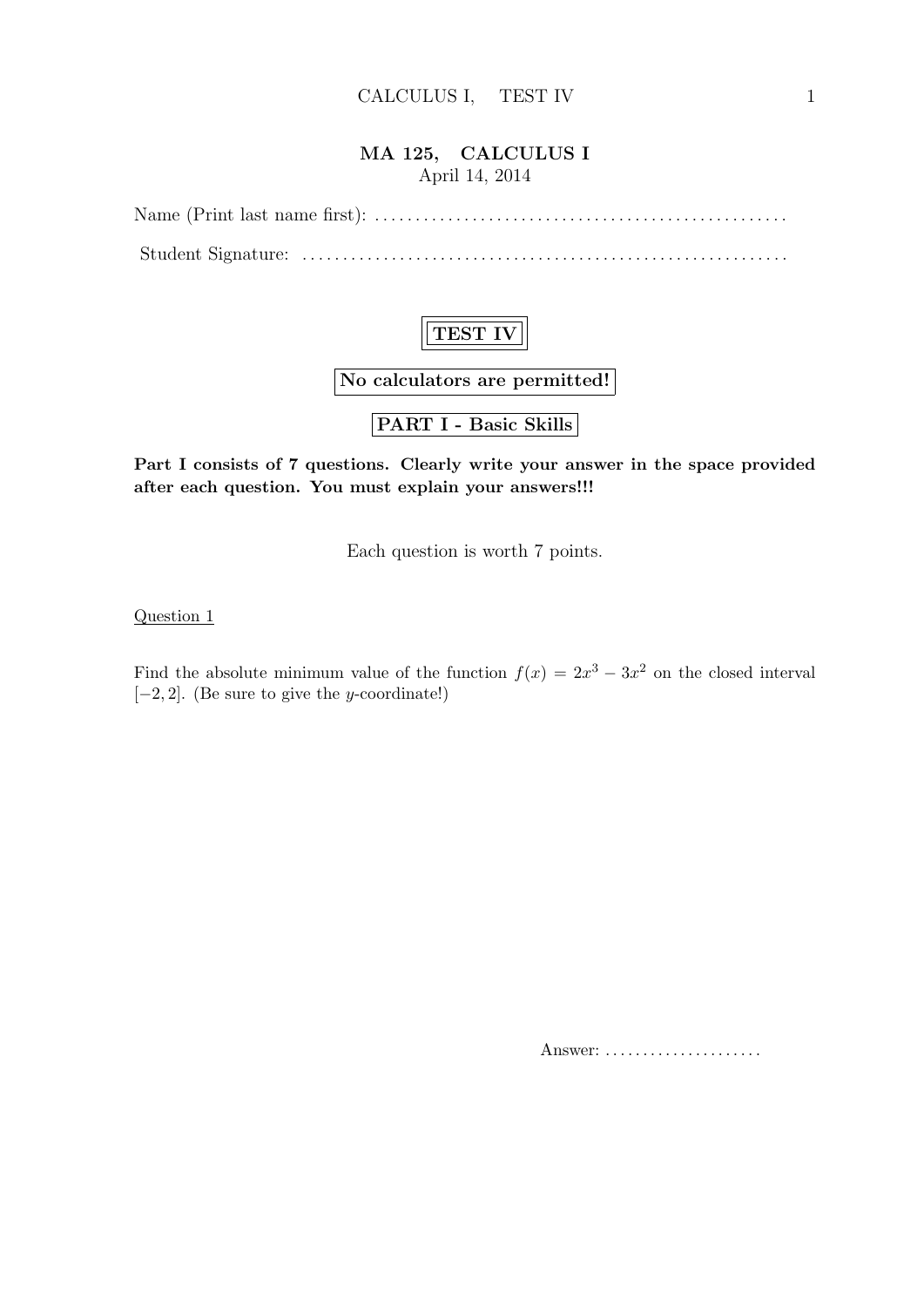# MA 125, CALCULUS I

April 14, 2014

Name (Print last name first): ...................................................

Student Signature: ...........................................................

**TEST IV**

**No calculators are permitted!**

**PART I - Basic Skills**

**Part I consists of 7 questions. Clearly write your answer in the space provided after each question. You must explain your answers!!!**

Each question is worth 7 points.

Question 1

Find the absolute minimum value of the function $f(x) = 2x^3 - 3x^2$ on the closed interval $[-2, 2]$. (Be sure to give the $y$-coordinate!)

Answer: .....................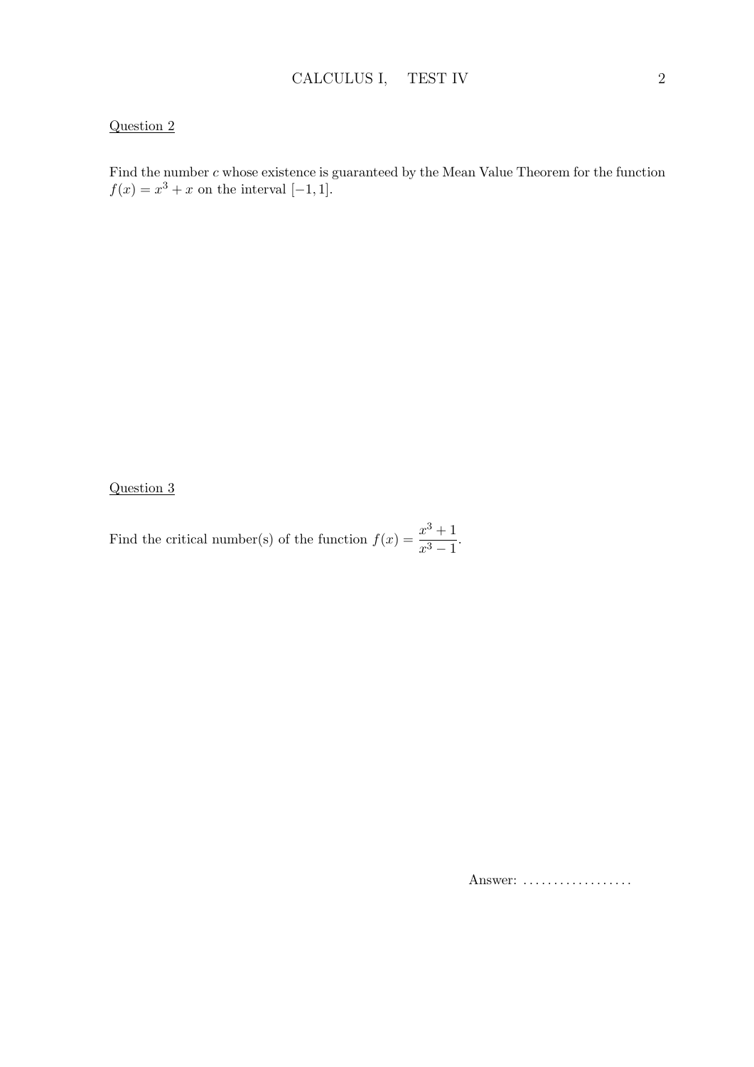Question 2

Find the number $c$ whose existence is guaranteed by the Mean Value Theorem for the function $f(x) = x^3 + x$ on the interval $[-1, 1]$.

Question 3

Find the critical number(s) of the function $f(x) = \dfrac{x^3 + 1}{x^3 - 1}$.

Answer: ..................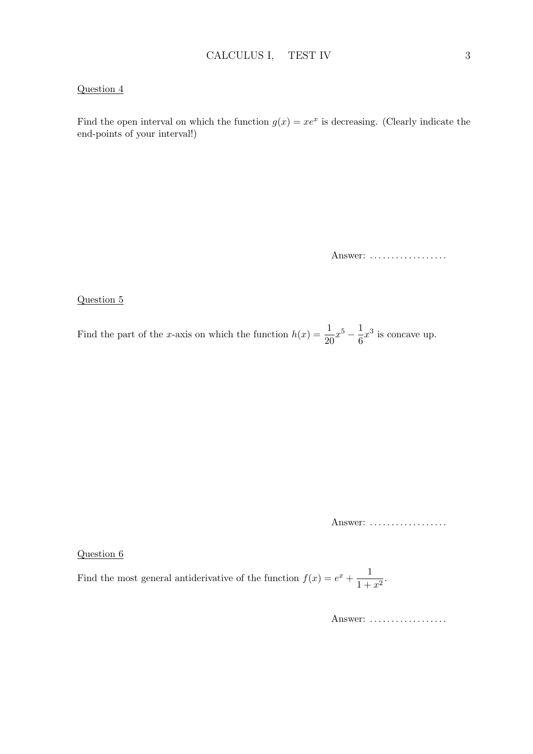Question 4

Find the open interval on which the function $g(x) = xe^x$ is decreasing. (Clearly indicate the end-points of your interval!)

Answer: ..................

Question 5

Find the part of the $x$-axis on which the function $h(x) = \dfrac{1}{20}x^5 - \dfrac{1}{6}x^3$ is concave up.

Answer: ..................

Question 6

Find the most general antiderivative of the function $f(x) = e^x + \dfrac{1}{1+x^2}$.

Answer: ..................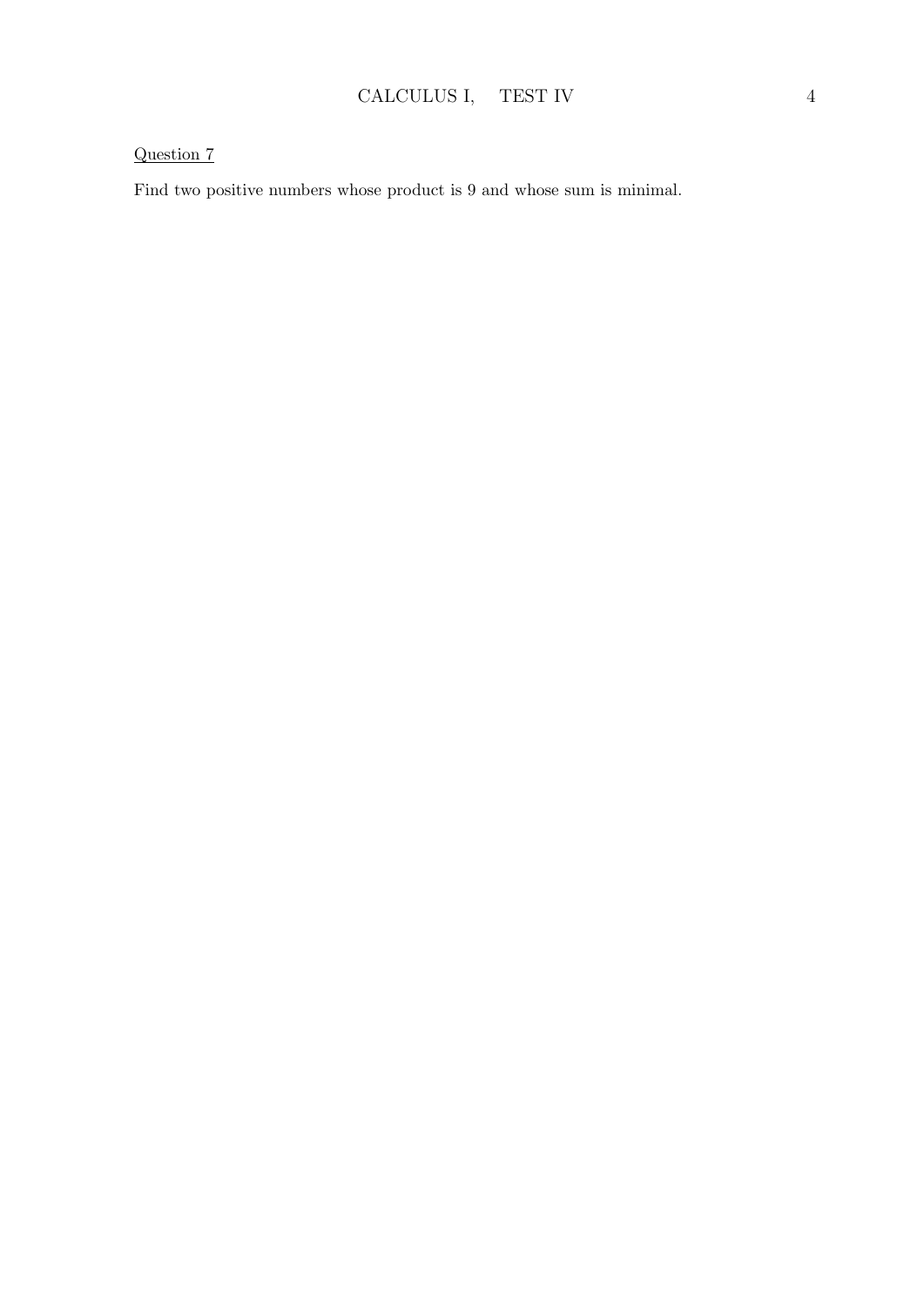Question 7

Find two positive numbers whose product is 9 and whose sum is minimal.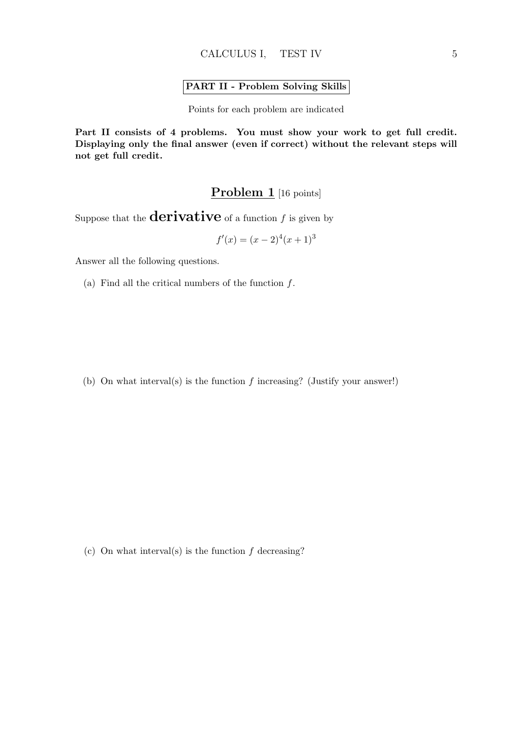**PART II - Problem Solving Skills**

Points for each problem are indicated

**Part II consists of 4 problems. You must show your work to get full credit. Displaying only the final answer (even if correct) without the relevant steps will not get full credit.**

## **Problem 1** [16 points]

Suppose that the **derivative** of a function $f$ is given by

$$f'(x) = (x-2)^4(x+1)^3$$

Answer all the following questions.

(a) Find all the critical numbers of the function $f$.

(b) On what interval(s) is the function $f$ increasing? (Justify your answer!)

(c) On what interval(s) is the function $f$ decreasing?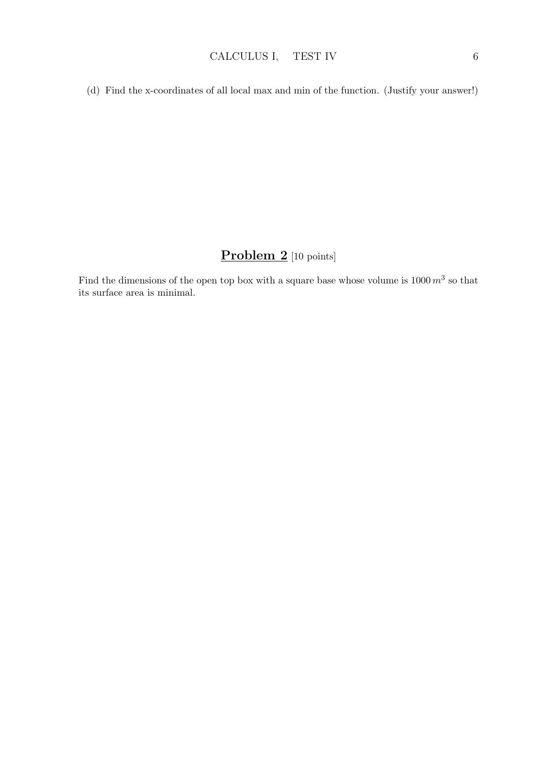(d) Find the x-coordinates of all local max and min of the function. (Justify your answer!)

## **Problem 2** [10 points]

Find the dimensions of the open top box with a square base whose volume is $1000\,m^3$ so that its surface area is minimal.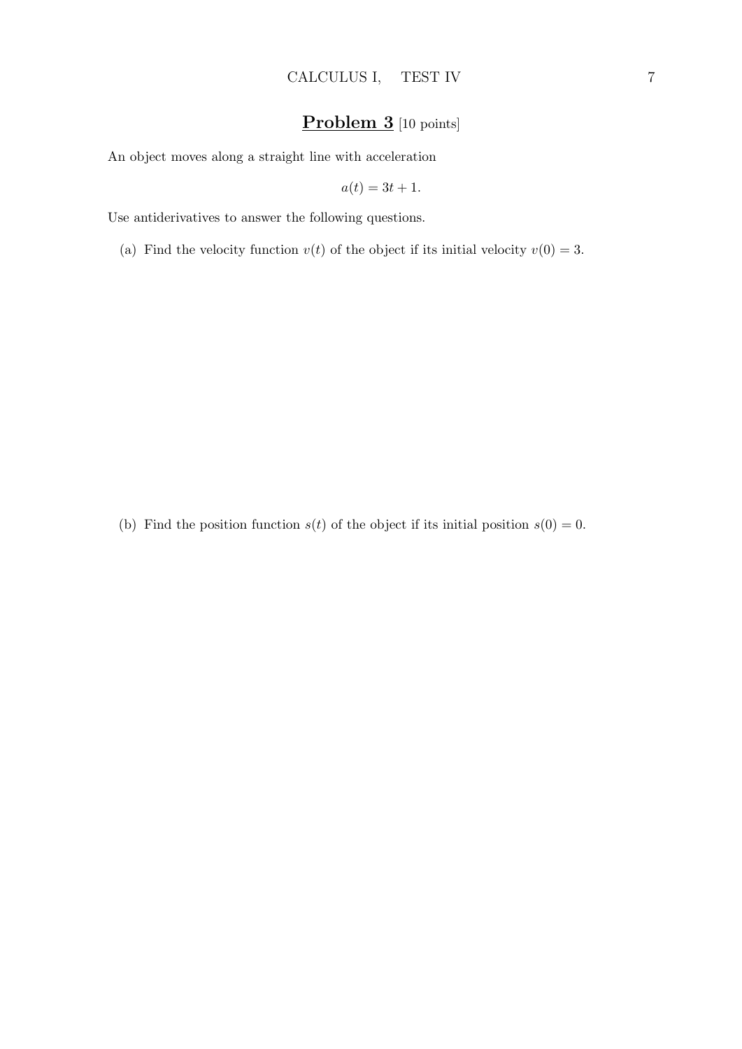## **Problem 3** [10 points]

An object moves along a straight line with acceleration

$$a(t) = 3t + 1.$$

Use antiderivatives to answer the following questions.

(a) Find the velocity function $v(t)$ of the object if its initial velocity $v(0) = 3$.

(b) Find the position function $s(t)$ of the object if its initial position $s(0) = 0$.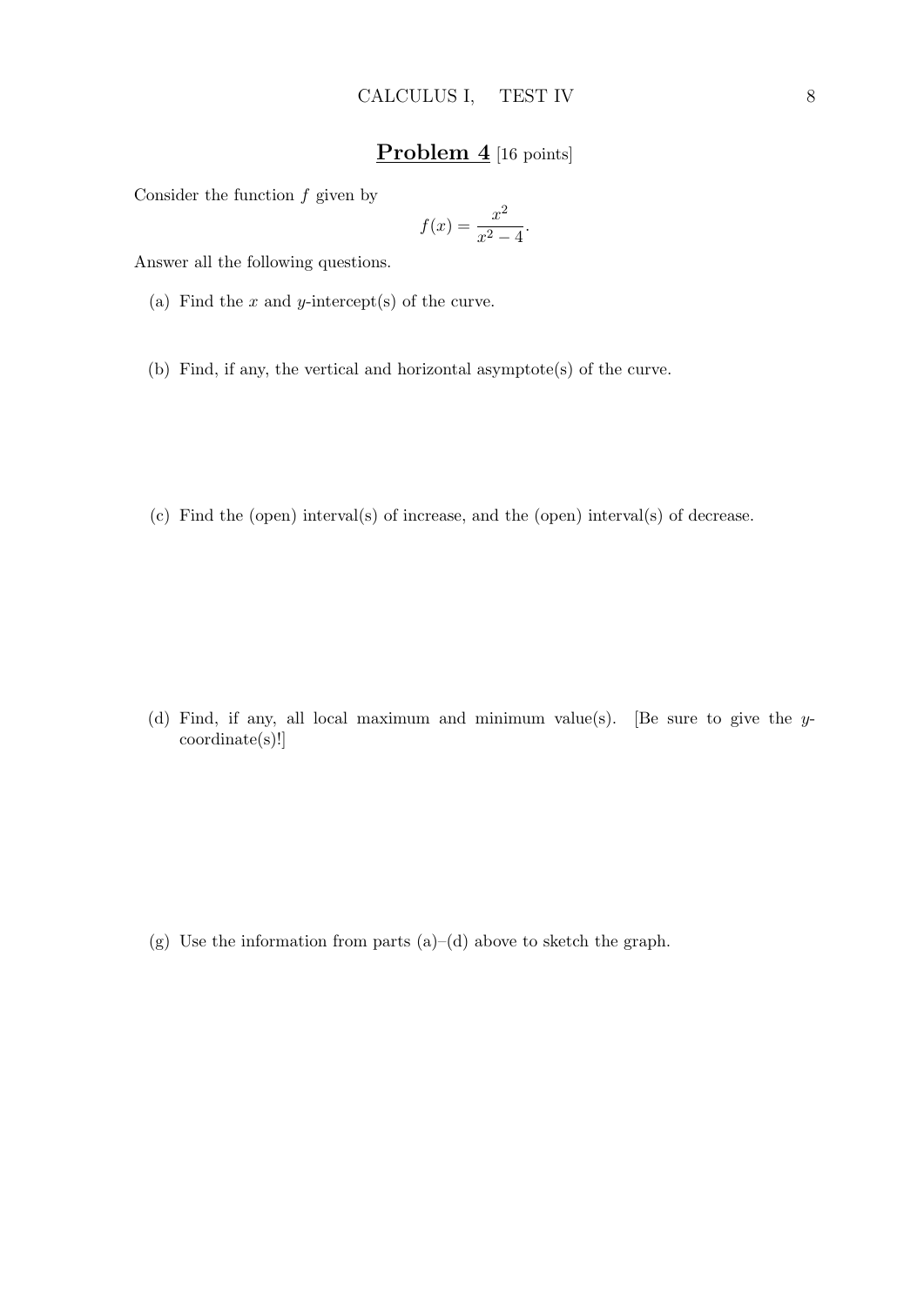## **Problem 4** [16 points]

Consider the function $f$ given by

$$f(x) = \frac{x^2}{x^2 - 4}.$$

Answer all the following questions.

(a) Find the $x$ and $y$-intercept(s) of the curve.

(b) Find, if any, the vertical and horizontal asymptote(s) of the curve.

(c) Find the (open) interval(s) of increase, and the (open) interval(s) of decrease.

(d) Find, if any, all local maximum and minimum value(s). [Be sure to give the $y$-coordinate(s)!]

(g) Use the information from parts (a)–(d) above to sketch the graph.